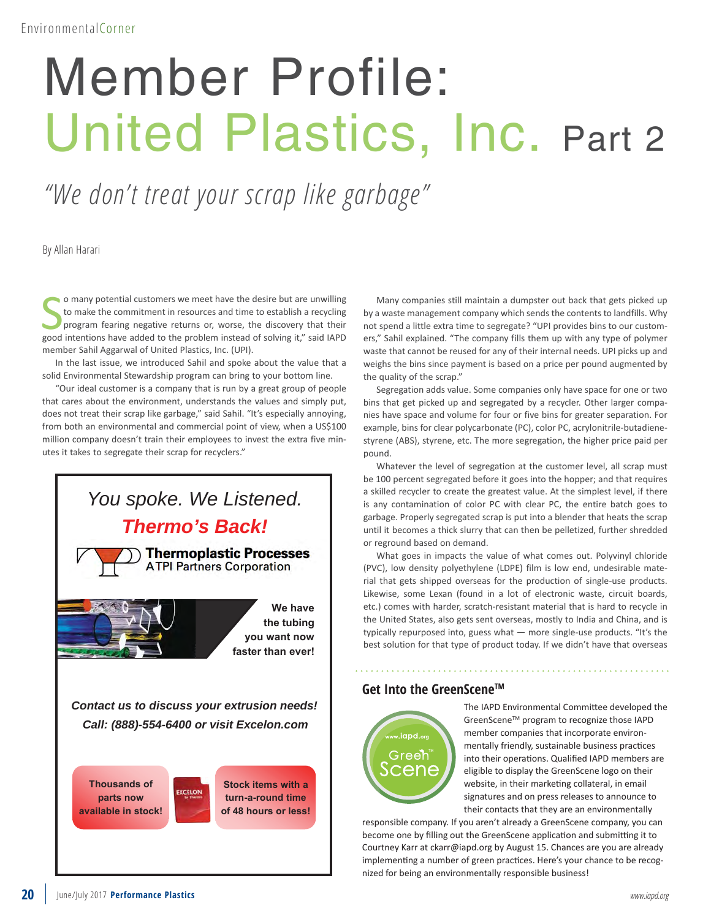Environmental Corner

# Member Profile: United Plastics, Inc. Part 2

*"We don't treat your scrap like garbage"*

By Allan Harari

So many potential customers we meet have the desire but are unwilling to make the commitment in resources and time to establish a recycling program fearing negative returns or, worse, the discovery that their good intentions have added to the problem instead of solving it," said IAPD member Sahil Aggarwal of United Plastics, Inc. (UPI).

In the last issue, we introduced Sahil and spoke about the value that a solid Environmental Stewardship program can bring to your bottom line.

"Our ideal customer is a company that is run by a great group of people that cares about the environment, understands the values and simply put, does not treat their scrap like garbage," said Sahil. "It's especially annoying, from both an environmental and commercial point of view, when a US$100 million company doesn't train their employees to invest the extra five minutes it takes to segregate their scrap for recyclers."

Many companies still maintain a dumpster out back that gets picked up by a waste management company which sends the contents to landfills. Why not spend a little extra time to segregate? "UPI provides bins to our customers," Sahil explained. "The company fills them up with any type of polymer waste that cannot be reused for any of their internal needs. UPI picks up and weighs the bins since payment is based on a price per pound augmented by the quality of the scrap."

Segregation adds value. Some companies only have space for one or two bins that get picked up and segregated by a recycler. Other larger companies have space and volume for four or five bins for greater separation. For example, bins for clear polycarbonate (PC), color PC, acrylonitrile-butadiene-styrene (ABS), styrene, etc. The more segregation, the higher price paid per pound.

Whatever the level of segregation at the customer level, all scrap must be 100 percent segregated before it goes into the hopper; and that requires a skilled recycler to create the greatest value. At the simplest level, if there is any contamination of color PC with clear PC, the entire batch goes to garbage. Properly segregated scrap is put into a blender that heats the scrap until it becomes a thick slurry that can then be pelletized, further shredded or reground based on demand.

What goes in impacts the value of what comes out. Polyvinyl chloride (PVC), low density polyethylene (LDPE) film is low end, undesirable material that gets shipped overseas for the production of single-use products. Likewise, some Lexan (found in a lot of electronic waste, circuit boards, etc.) comes with harder, scratch-resistant material that is hard to recycle in the United States, also gets sent overseas, mostly to India and China, and is typically repurposed into, guess what — more single-use products. "It's the best solution for that type of product today. If we didn't have that overseas

---

*You spoke. We Listened.*

***Thermo's Back!***

**Thermoplastic Processes**
A TPI Partners Corporation

**We have the tubing you want now faster than ever!**

***Contact us to discuss your extrusion needs!***
***Call: (888)-554-6400 or visit Excelon.com***

**Thousands of parts now available in stock!**

EXCELON by Thermo

**Stock items with a turn-a-round time of 48 hours or less!**

---

## Get Into the GreenScene™

www.iapd.org GreenScene™

The IAPD Environmental Committee developed the GreenScene™ program to recognize those IAPD member companies that incorporate environmentally friendly, sustainable business practices into their operations. Qualified IAPD members are eligible to display the GreenScene logo on their website, in their marketing collateral, in email signatures and on press releases to announce to their contacts that they are an environmentally responsible company. If you aren't already a GreenScene company, you can become one by filling out the GreenScene application and submitting it to Courtney Karr at ckarr@iapd.org by August 15. Chances are you are already implementing a number of green practices. Here's your chance to be recognized for being an environmentally responsible business!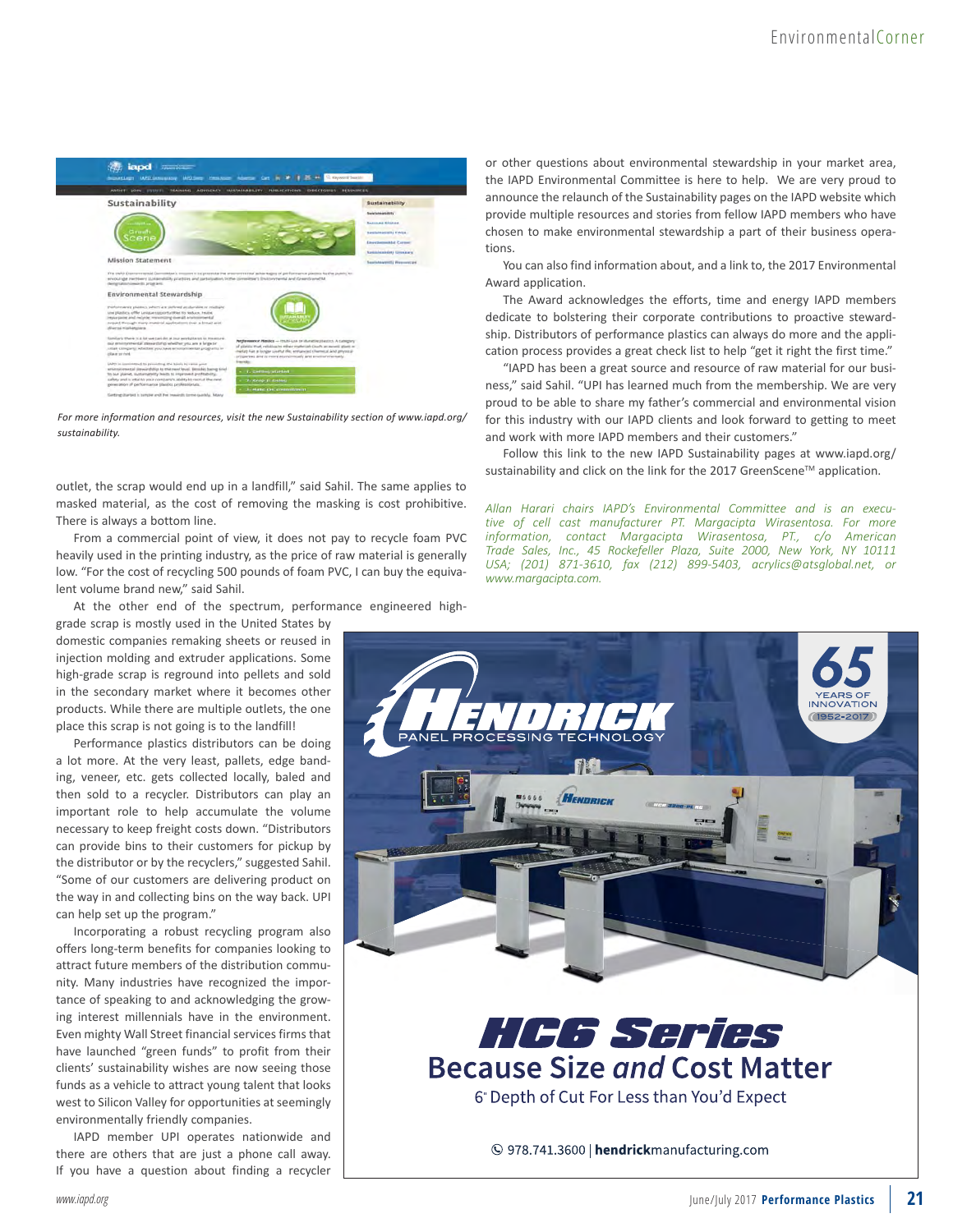*For more information and resources, visit the new Sustainability section of www.iapd.org/sustainability.*

outlet, the scrap would end up in a landfill," said Sahil. The same applies to masked material, as the cost of removing the masking is cost prohibitive. There is always a bottom line.

From a commercial point of view, it does not pay to recycle foam PVC heavily used in the printing industry, as the price of raw material is generally low. "For the cost of recycling 500 pounds of foam PVC, I can buy the equivalent volume brand new," said Sahil.

At the other end of the spectrum, performance engineered high-grade scrap is mostly used in the United States by domestic companies remaking sheets or reused in injection molding and extruder applications. Some high-grade scrap is reground into pellets and sold in the secondary market where it becomes other products. While there are multiple outlets, the one place this scrap is not going is to the landfill!

Performance plastics distributors can be doing a lot more. At the very least, pallets, edge banding, veneer, etc. gets collected locally, baled and then sold to a recycler. Distributors can play an important role to help accumulate the volume necessary to keep freight costs down. "Distributors can provide bins to their customers for pickup by the distributor or by the recyclers," suggested Sahil. "Some of our customers are delivering product on the way in and collecting bins on the way back. UPI can help set up the program."

Incorporating a robust recycling program also offers long-term benefits for companies looking to attract future members of the distribution community. Many industries have recognized the importance of speaking to and acknowledging the growing interest millennials have in the environment. Even mighty Wall Street financial services firms that have launched "green funds" to profit from their clients' sustainability wishes are now seeing those funds as a vehicle to attract young talent that looks west to Silicon Valley for opportunities at seemingly environmentally friendly companies.

IAPD member UPI operates nationwide and there are others that are just a phone call away. If you have a question about finding a recycler or other questions about environmental stewardship in your market area, the IAPD Environmental Committee is here to help. We are very proud to announce the relaunch of the Sustainability pages on the IAPD website which provide multiple resources and stories from fellow IAPD members who have chosen to make environmental stewardship a part of their business operations.

You can also find information about, and a link to, the 2017 Environmental Award application.

The Award acknowledges the efforts, time and energy IAPD members dedicate to bolstering their corporate contributions to proactive stewardship. Distributors of performance plastics can always do more and the application process provides a great check list to help "get it right the first time."

"IAPD has been a great source and resource of raw material for our business," said Sahil. "UPI has learned much from the membership. We are very proud to be able to share my father's commercial and environmental vision for this industry with our IAPD clients and look forward to getting to meet and work with more IAPD members and their customers."

Follow this link to the new IAPD Sustainability pages at www.iapd.org/sustainability and click on the link for the 2017 GreenScene™ application.

*Allan Harari chairs IAPD's Environmental Committee and is an executive of cell cast manufacturer PT. Margacipta Wirasentosa. For more information, contact Margacipta Wirasentosa, PT., c/o American Trade Sales, Inc., 45 Rockefeller Plaza, Suite 2000, New York, NY 10111 USA; (201) 871-3610, fax (212) 899-5403, acrylics@atsglobal.net, or www.margacipta.com.*